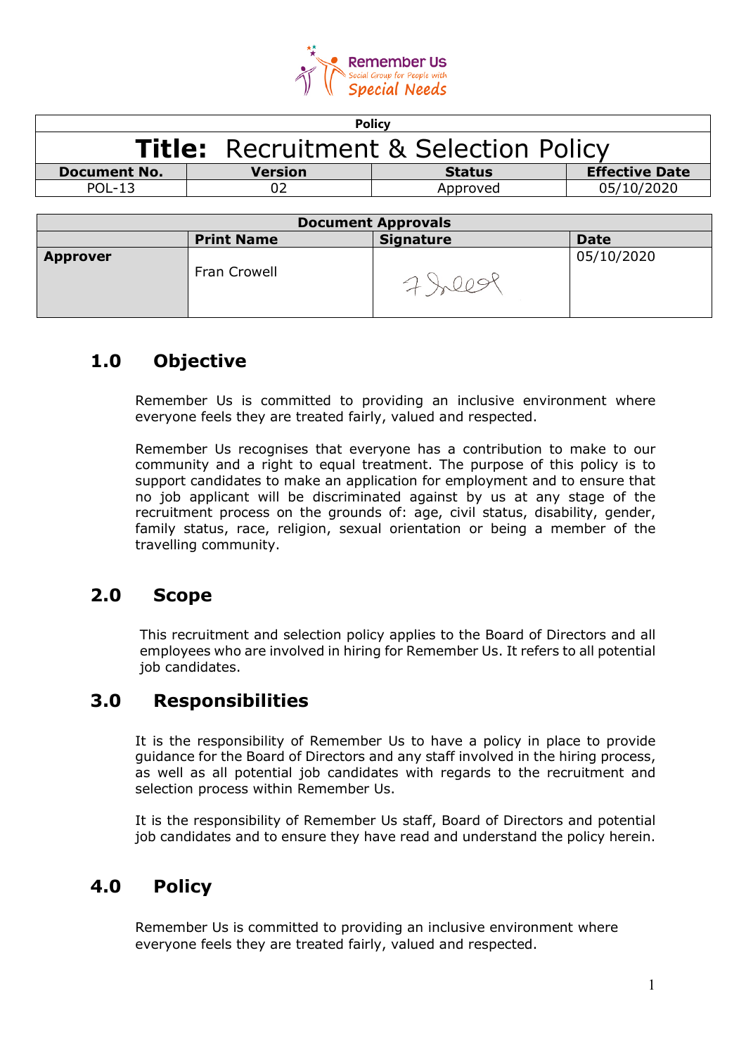Remember Us
Social Group for People with
Special Needs

| Policy | | | |
|---|---|---|---|
| **Title:** Recruitment & Selection Policy | | | |
| **Document No.** | **Version** | **Status** | **Effective Date** |
| POL-13 | 02 | Approved | 05/10/2020 |

| Document Approvals | | | |
|---|---|---|---|
| | **Print Name** | **Signature** | **Date** |
| **Approver** | Fran Crowell | | 05/10/2020 |

## 1.0 Objective

Remember Us is committed to providing an inclusive environment where everyone feels they are treated fairly, valued and respected.

Remember Us recognises that everyone has a contribution to make to our community and a right to equal treatment. The purpose of this policy is to support candidates to make an application for employment and to ensure that no job applicant will be discriminated against by us at any stage of the recruitment process on the grounds of: age, civil status, disability, gender, family status, race, religion, sexual orientation or being a member of the travelling community.

## 2.0 Scope

This recruitment and selection policy applies to the Board of Directors and all employees who are involved in hiring for Remember Us. It refers to all potential job candidates.

## 3.0 Responsibilities

It is the responsibility of Remember Us to have a policy in place to provide guidance for the Board of Directors and any staff involved in the hiring process, as well as all potential job candidates with regards to the recruitment and selection process within Remember Us.

It is the responsibility of Remember Us staff, Board of Directors and potential job candidates and to ensure they have read and understand the policy herein.

## 4.0 Policy

Remember Us is committed to providing an inclusive environment where everyone feels they are treated fairly, valued and respected.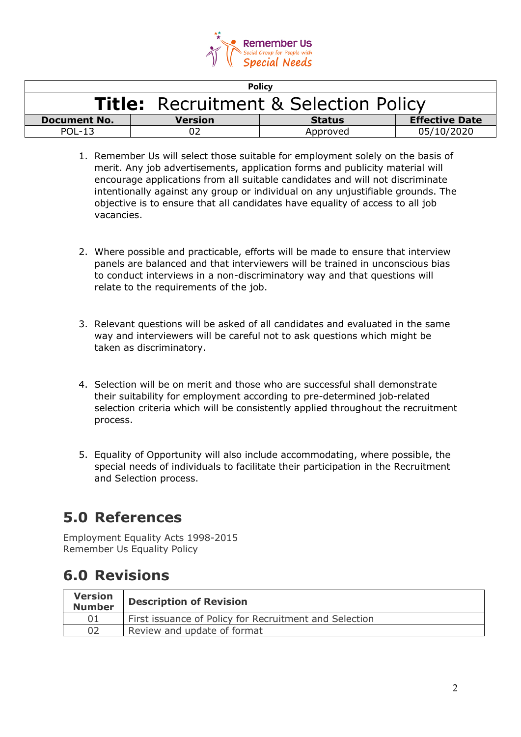| Policy | | | |
|---|---|---|---|
| **Title:** Recruitment & Selection Policy | | | |
| **Document No.** | **Version** | **Status** | **Effective Date** |
| POL-13 | 02 | Approved | 05/10/2020 |

1. Remember Us will select those suitable for employment solely on the basis of merit. Any job advertisements, application forms and publicity material will encourage applications from all suitable candidates and will not discriminate intentionally against any group or individual on any unjustifiable grounds. The objective is to ensure that all candidates have equality of access to all job vacancies.

2. Where possible and practicable, efforts will be made to ensure that interview panels are balanced and that interviewers will be trained in unconscious bias to conduct interviews in a non-discriminatory way and that questions will relate to the requirements of the job.

3. Relevant questions will be asked of all candidates and evaluated in the same way and interviewers will be careful not to ask questions which might be taken as discriminatory.

4. Selection will be on merit and those who are successful shall demonstrate their suitability for employment according to pre-determined job-related selection criteria which will be consistently applied throughout the recruitment process.

5. Equality of Opportunity will also include accommodating, where possible, the special needs of individuals to facilitate their participation in the Recruitment and Selection process.

## 5.0 References

Employment Equality Acts 1998-2015
Remember Us Equality Policy

## 6.0 Revisions

| Version Number | Description of Revision |
|---|---|
| 01 | First issuance of Policy for Recruitment and Selection |
| 02 | Review and update of format |